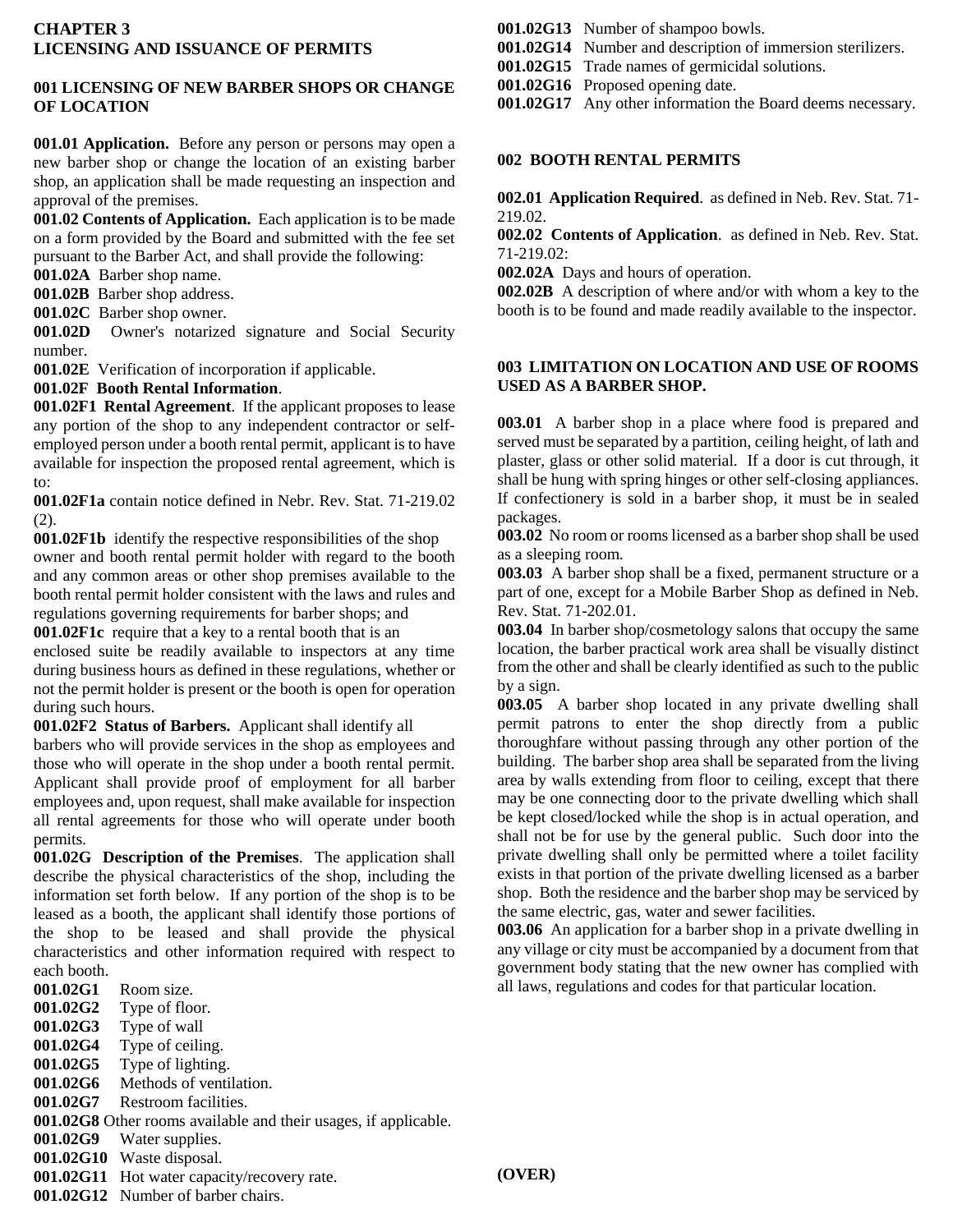## CHAPTER 3
## LICENSING AND ISSUANCE OF PERMITS

### 001 LICENSING OF NEW BARBER SHOPS OR CHANGE OF LOCATION

**001.01 Application.** Before any person or persons may open a new barber shop or change the location of an existing barber shop, an application shall be made requesting an inspection and approval of the premises.

**001.02 Contents of Application.** Each application is to be made on a form provided by the Board and submitted with the fee set pursuant to the Barber Act, and shall provide the following:

**001.02A** Barber shop name.

**001.02B** Barber shop address.

**001.02C** Barber shop owner.

**001.02D** Owner's notarized signature and Social Security number.

**001.02E** Verification of incorporation if applicable.

**001.02F Booth Rental Information**.

**001.02F1 Rental Agreement**. If the applicant proposes to lease any portion of the shop to any independent contractor or self-employed person under a booth rental permit, applicant is to have available for inspection the proposed rental agreement, which is to:

**001.02F1a** contain notice defined in Nebr. Rev. Stat. 71-219.02 (2).

**001.02F1b** identify the respective responsibilities of the shop owner and booth rental permit holder with regard to the booth and any common areas or other shop premises available to the booth rental permit holder consistent with the laws and rules and regulations governing requirements for barber shops; and

**001.02F1c** require that a key to a rental booth that is an enclosed suite be readily available to inspectors at any time during business hours as defined in these regulations, whether or not the permit holder is present or the booth is open for operation during such hours.

**001.02F2 Status of Barbers.** Applicant shall identify all barbers who will provide services in the shop as employees and those who will operate in the shop under a booth rental permit. Applicant shall provide proof of employment for all barber employees and, upon request, shall make available for inspection all rental agreements for those who will operate under booth permits.

**001.02G Description of the Premises**. The application shall describe the physical characteristics of the shop, including the information set forth below. If any portion of the shop is to be leased as a booth, the applicant shall identify those portions of the shop to be leased and shall provide the physical characteristics and other information required with respect to each booth.

**001.02G1** Room size.

**001.02G2** Type of floor.

**001.02G3** Type of wall

**001.02G4** Type of ceiling.

**001.02G5** Type of lighting.

**001.02G6** Methods of ventilation.

**001.02G7** Restroom facilities.

**001.02G8** Other rooms available and their usages, if applicable.

**001.02G9** Water supplies.

**001.02G10** Waste disposal.

**001.02G11** Hot water capacity/recovery rate.

**001.02G12** Number of barber chairs.

**001.02G13** Number of shampoo bowls.

**001.02G14** Number and description of immersion sterilizers.

**001.02G15** Trade names of germicidal solutions.

**001.02G16** Proposed opening date.

**001.02G17** Any other information the Board deems necessary.

### 002 BOOTH RENTAL PERMITS

**002.01 Application Required**. as defined in Neb. Rev. Stat. 71-219.02.

**002.02 Contents of Application**. as defined in Neb. Rev. Stat. 71-219.02:

**002.02A** Days and hours of operation.

**002.02B** A description of where and/or with whom a key to the booth is to be found and made readily available to the inspector.

### 003 LIMITATION ON LOCATION AND USE OF ROOMS USED AS A BARBER SHOP.

**003.01** A barber shop in a place where food is prepared and served must be separated by a partition, ceiling height, of lath and plaster, glass or other solid material. If a door is cut through, it shall be hung with spring hinges or other self-closing appliances. If confectionery is sold in a barber shop, it must be in sealed packages.

**003.02** No room or rooms licensed as a barber shop shall be used as a sleeping room.

**003.03** A barber shop shall be a fixed, permanent structure or a part of one, except for a Mobile Barber Shop as defined in Neb. Rev. Stat. 71-202.01.

**003.04** In barber shop/cosmetology salons that occupy the same location, the barber practical work area shall be visually distinct from the other and shall be clearly identified as such to the public by a sign.

**003.05** A barber shop located in any private dwelling shall permit patrons to enter the shop directly from a public thoroughfare without passing through any other portion of the building. The barber shop area shall be separated from the living area by walls extending from floor to ceiling, except that there may be one connecting door to the private dwelling which shall be kept closed/locked while the shop is in actual operation, and shall not be for use by the general public. Such door into the private dwelling shall only be permitted where a toilet facility exists in that portion of the private dwelling licensed as a barber shop. Both the residence and the barber shop may be serviced by the same electric, gas, water and sewer facilities.

**003.06** An application for a barber shop in a private dwelling in any village or city must be accompanied by a document from that government body stating that the new owner has complied with all laws, regulations and codes for that particular location.

**(OVER)**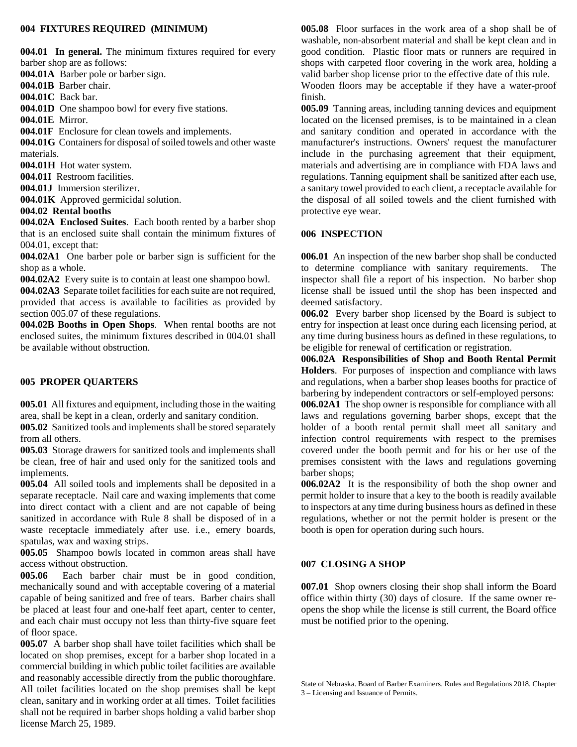## 004 FIXTURES REQUIRED (MINIMUM)

**004.01 In general.** The minimum fixtures required for every barber shop are as follows:

**004.01A** Barber pole or barber sign.

**004.01B** Barber chair.

**004.01C** Back bar.

**004.01D** One shampoo bowl for every five stations.

**004.01E** Mirror.

**004.01F** Enclosure for clean towels and implements.

**004.01G** Containers for disposal of soiled towels and other waste materials.

**004.01H** Hot water system.

**004.01I** Restroom facilities.

**004.01J** Immersion sterilizer.

**004.01K** Approved germicidal solution.

**004.02 Rental booths**

**004.02A Enclosed Suites**. Each booth rented by a barber shop that is an enclosed suite shall contain the minimum fixtures of 004.01, except that:

**004.02A1** One barber pole or barber sign is sufficient for the shop as a whole.

**004.02A2** Every suite is to contain at least one shampoo bowl.

**004.02A3** Separate toilet facilities for each suite are not required, provided that access is available to facilities as provided by section 005.07 of these regulations.

**004.02B Booths in Open Shops**. When rental booths are not enclosed suites, the minimum fixtures described in 004.01 shall be available without obstruction.

## 005 PROPER QUARTERS

**005.01** All fixtures and equipment, including those in the waiting area, shall be kept in a clean, orderly and sanitary condition.

**005.02** Sanitized tools and implements shall be stored separately from all others.

**005.03** Storage drawers for sanitized tools and implements shall be clean, free of hair and used only for the sanitized tools and implements.

**005.04** All soiled tools and implements shall be deposited in a separate receptacle. Nail care and waxing implements that come into direct contact with a client and are not capable of being sanitized in accordance with Rule 8 shall be disposed of in a waste receptacle immediately after use. i.e., emery boards, spatulas, wax and waxing strips.

**005.05** Shampoo bowls located in common areas shall have access without obstruction.

**005.06** Each barber chair must be in good condition, mechanically sound and with acceptable covering of a material capable of being sanitized and free of tears. Barber chairs shall be placed at least four and one-half feet apart, center to center, and each chair must occupy not less than thirty-five square feet of floor space.

**005.07** A barber shop shall have toilet facilities which shall be located on shop premises, except for a barber shop located in a commercial building in which public toilet facilities are available and reasonably accessible directly from the public thoroughfare. All toilet facilities located on the shop premises shall be kept clean, sanitary and in working order at all times. Toilet facilities shall not be required in barber shops holding a valid barber shop license March 25, 1989.

**005.08** Floor surfaces in the work area of a shop shall be of washable, non-absorbent material and shall be kept clean and in good condition. Plastic floor mats or runners are required in shops with carpeted floor covering in the work area, holding a valid barber shop license prior to the effective date of this rule. Wooden floors may be acceptable if they have a water-proof finish.

**005.09** Tanning areas, including tanning devices and equipment located on the licensed premises, is to be maintained in a clean and sanitary condition and operated in accordance with the manufacturer's instructions. Owners' request the manufacturer include in the purchasing agreement that their equipment, materials and advertising are in compliance with FDA laws and regulations. Tanning equipment shall be sanitized after each use, a sanitary towel provided to each client, a receptacle available for the disposal of all soiled towels and the client furnished with protective eye wear.

## 006 INSPECTION

**006.01** An inspection of the new barber shop shall be conducted to determine compliance with sanitary requirements. The inspector shall file a report of his inspection. No barber shop license shall be issued until the shop has been inspected and deemed satisfactory.

**006.02** Every barber shop licensed by the Board is subject to entry for inspection at least once during each licensing period, at any time during business hours as defined in these regulations, to be eligible for renewal of certification or registration.

**006.02A Responsibilities of Shop and Booth Rental Permit Holders**. For purposes of inspection and compliance with laws and regulations, when a barber shop leases booths for practice of barbering by independent contractors or self-employed persons:

**006.02A1** The shop owner is responsible for compliance with all laws and regulations governing barber shops, except that the holder of a booth rental permit shall meet all sanitary and infection control requirements with respect to the premises covered under the booth permit and for his or her use of the premises consistent with the laws and regulations governing barber shops;

**006.02A2** It is the responsibility of both the shop owner and permit holder to insure that a key to the booth is readily available to inspectors at any time during business hours as defined in these regulations, whether or not the permit holder is present or the booth is open for operation during such hours.

## 007 CLOSING A SHOP

**007.01** Shop owners closing their shop shall inform the Board office within thirty (30) days of closure. If the same owner re-opens the shop while the license is still current, the Board office must be notified prior to the opening.

State of Nebraska. Board of Barber Examiners. Rules and Regulations 2018. Chapter 3 – Licensing and Issuance of Permits.